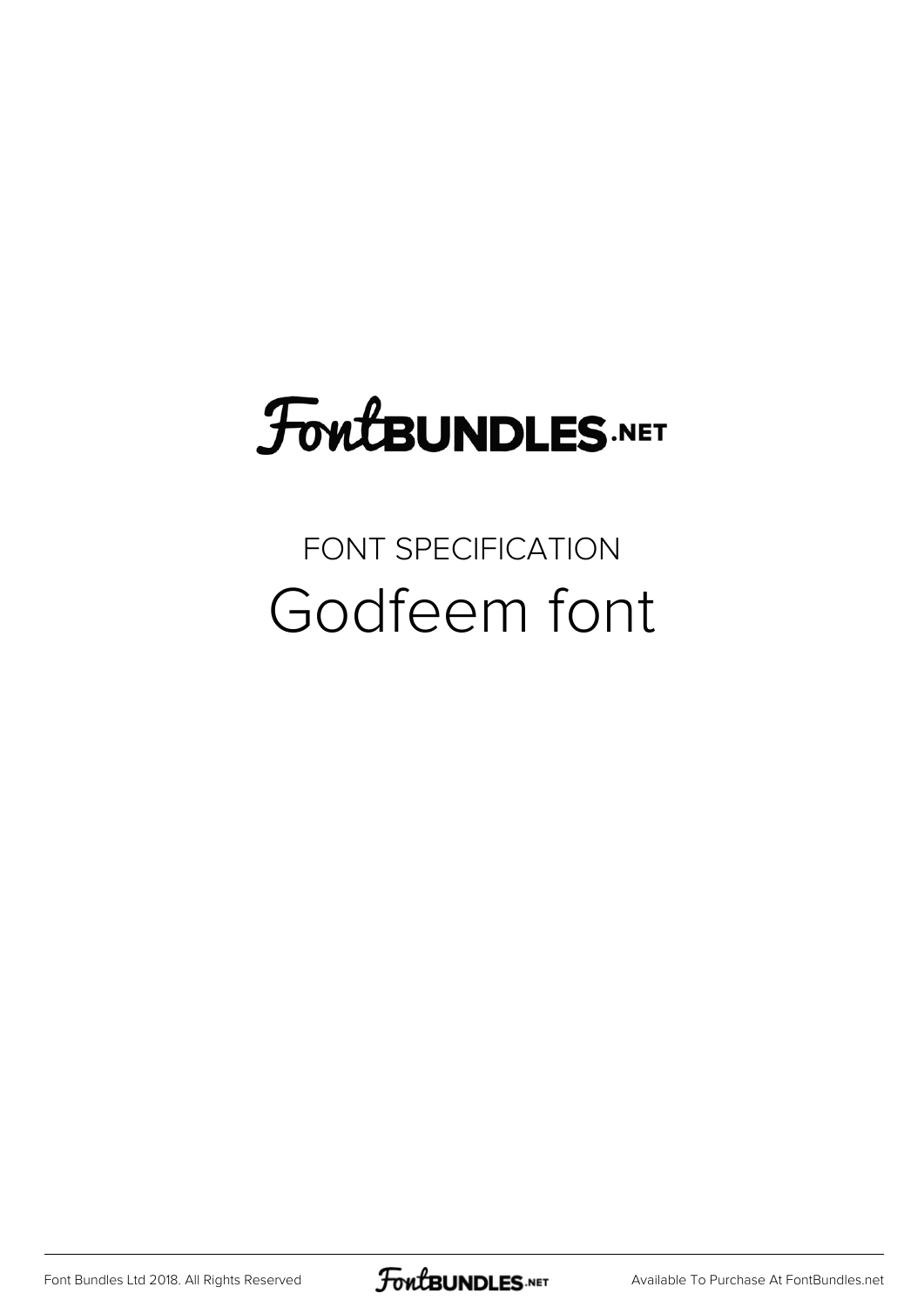# FontBUNDLES.NET

FONT SPECIFICATION

## Godfeem font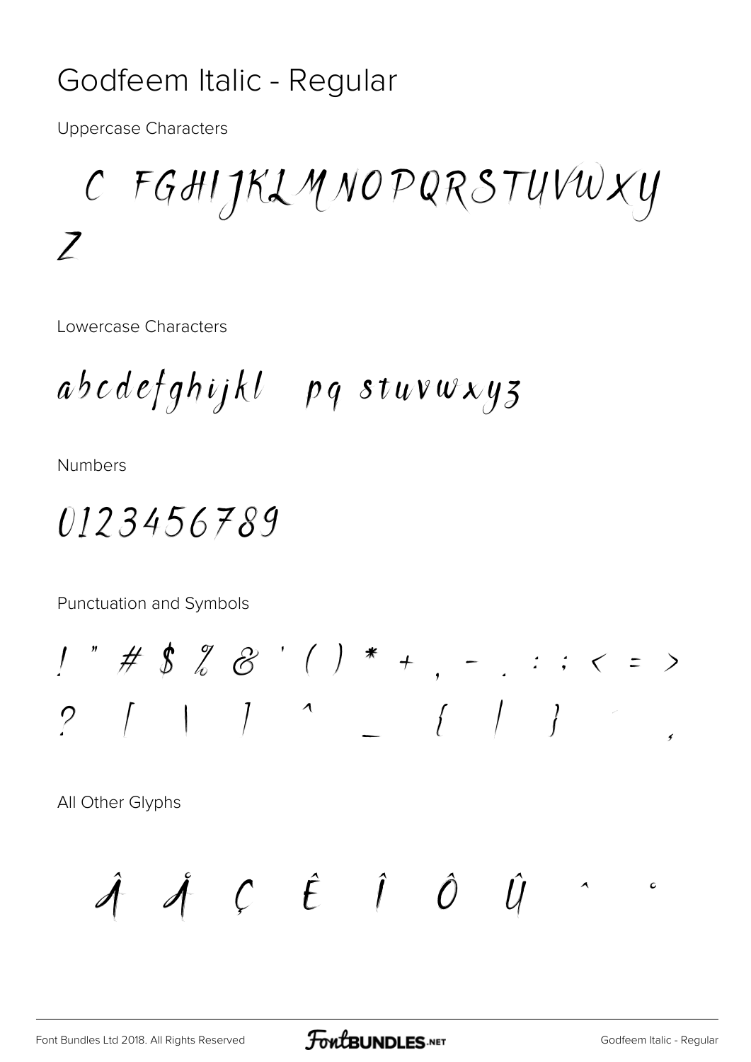# Godfeem Italic - Regular

Uppercase Characters

C FGHIJKLMNOPQRSTUVWXY Z

Lowercase Characters

abcdefghijkl pq stuvwxyz

Numbers

0123456789

Punctuation and Symbols

! " # $ % & ' ( ) * + , - . : ; < = >
? [ \ ] ^ _ { | } ¸

All Other Glyphs

Â Å Ç Ê Î Ô Û ˆ ˚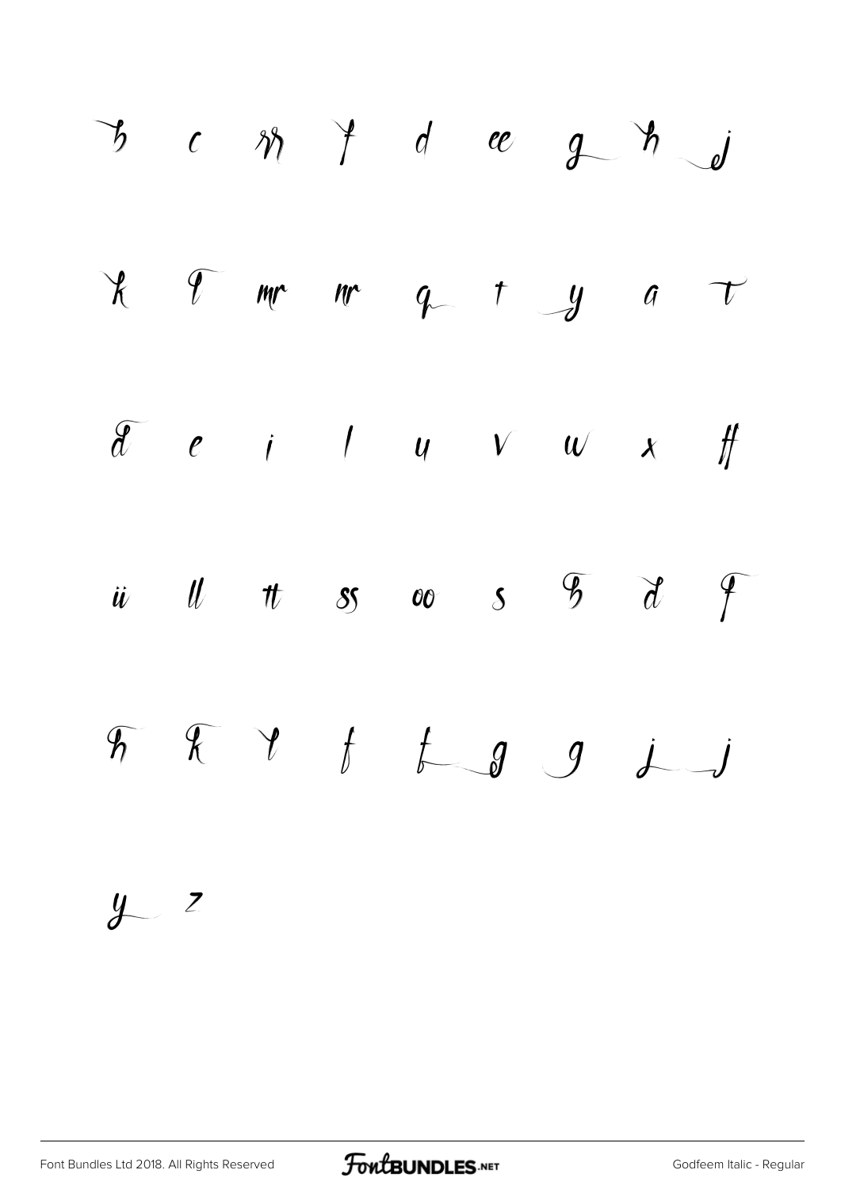b c rr f d ee g h j

k l mr nr q t y a t

d e i l u v w x ff

ii ll tt ss oo s b d f

h k l f t g g j j

y z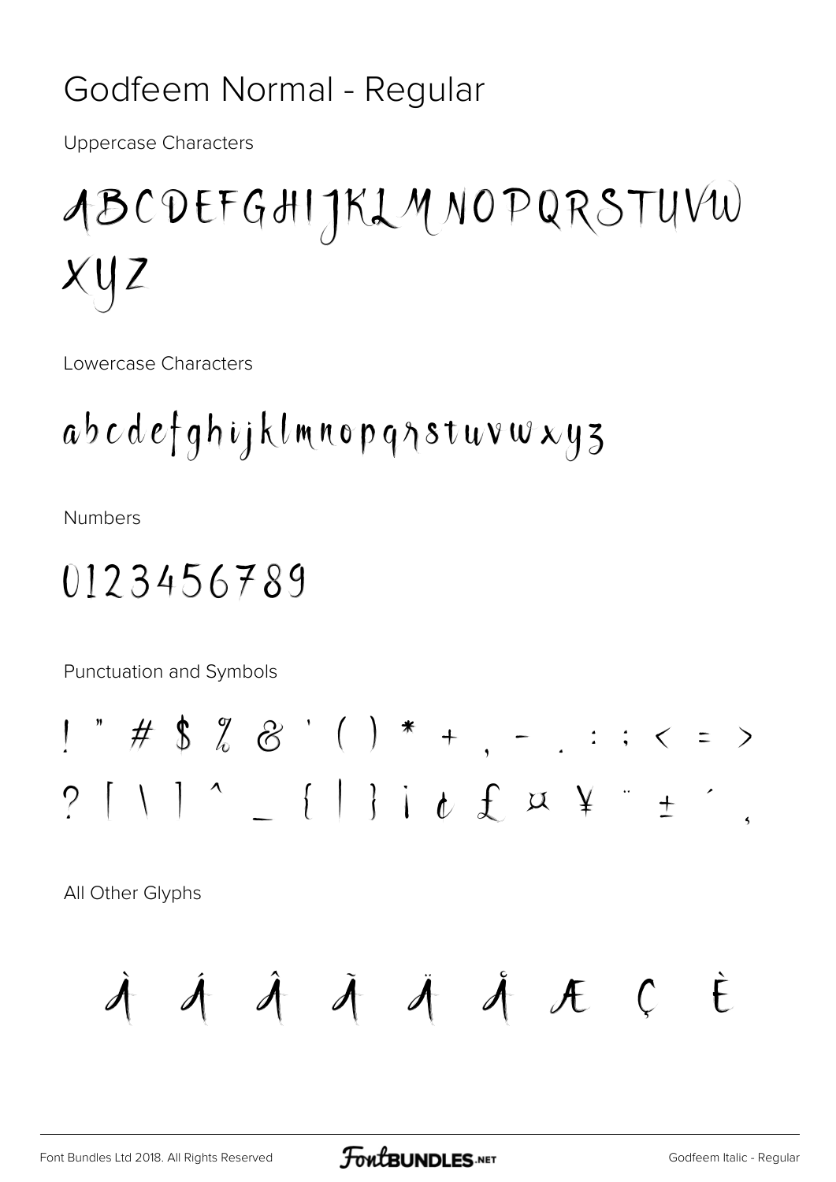# Godfeem Normal - Regular

Uppercase Characters

ABCDEFGHIJKLMNOPQRSTUVW
XYZ

Lowercase Characters

abcdefghijklmnopqrstuvwxyz

Numbers

0123456789

Punctuation and Symbols

! " # $ % & ' ( ) * + , - . : ; < = >
? [ \ ] ^ _ { | } ¡ ¢ £ ¤ ¥ ¨ ± ´ ¸

All Other Glyphs

À Á Â Ã Ä Å Æ Ç È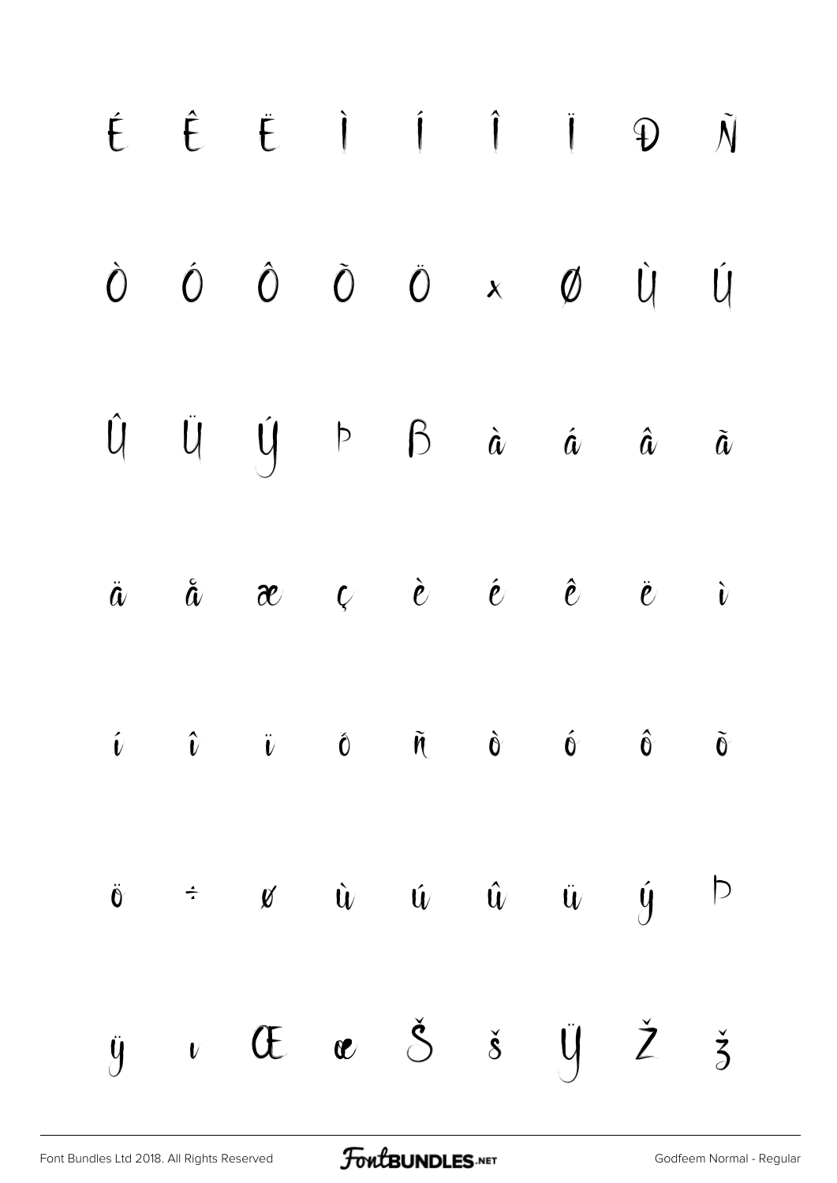É Ê Ë Ì Í Î Ï Đ Ñ

Ò Ó Ô Õ Ö × Ø Ù Ú

Û Ü Ý Þ ß à á â ã

ä å æ ç è é ê ë ì

í î ï ð ñ ò ó ô õ

ö ÷ ø ù ú û ü ý þ

ÿ ı Œ œ Š š Ÿ Ž ž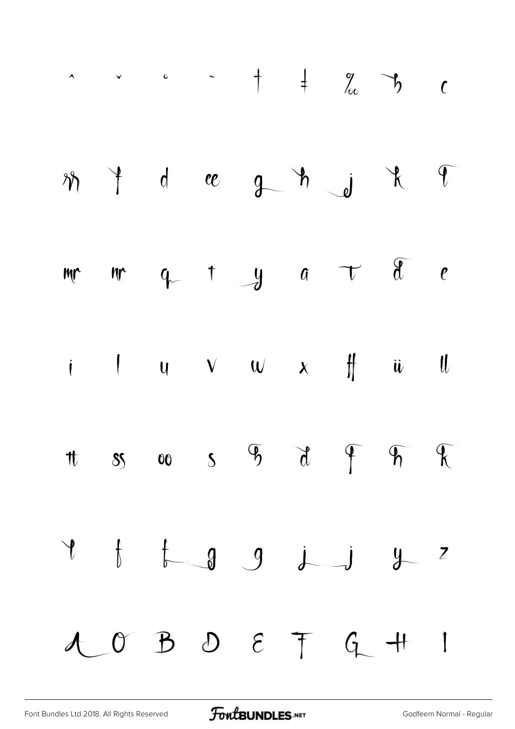ˆ ˇ ˚ ˜ † ‡ ‰ b c

n f d ee g h j k f

mr nr q t y a t d e

i l u v w x ff ü ll

tt ss oo s b d f h k

f f f g g j j y z

A O B D E F G H I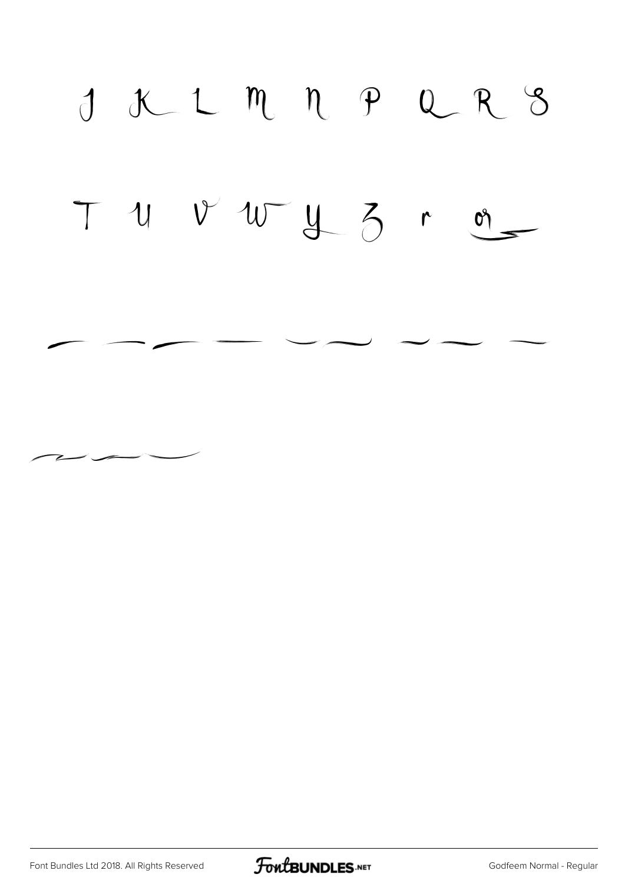J K L M N P Q R S

T U V W Y Z r or